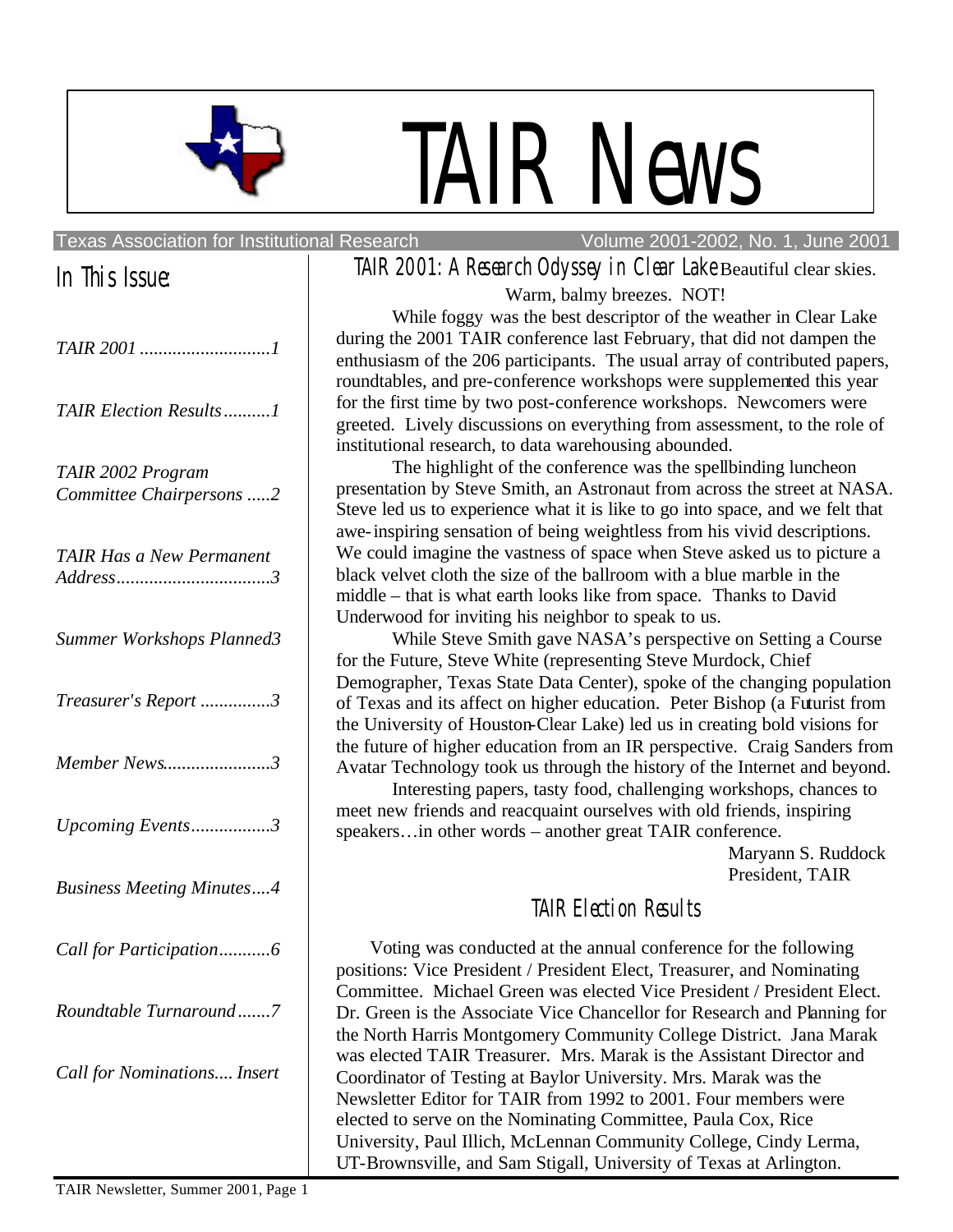# TAIR News

Texas Association for Institutional Research — Volume 2001-2002, No. 1, June 2001

## In This Issue:

- *TAIR 2001 ............................1*
- *TAIR Election Results..........1*
- *TAIR 2002 Program Committee Chairpersons .....2*
- *TAIR Has a New Permanent Address.................................3*
- *Summer Workshops Planned3*
- *Treasurer's Report ...............3*
- *Member News.......................3*
- *Upcoming Events.................3*
- *Business Meeting Minutes....4*
- *Call for Participation...........6*
- *Roundtable Turnaround.......7*
- *Call for Nominations.... Insert*

## TAIR 2001: A Research Odyssey in Clear Lake

Beautiful clear skies. Warm, balmy breezes. NOT!

While foggy was the best descriptor of the weather in Clear Lake during the 2001 TAIR conference last February, that did not dampen the enthusiasm of the 206 participants. The usual array of contributed papers, roundtables, and pre-conference workshops were supplemented this year for the first time by two post-conference workshops. Newcomers were greeted. Lively discussions on everything from assessment, to the role of institutional research, to data warehousing abounded.

The highlight of the conference was the spellbinding luncheon presentation by Steve Smith, an Astronaut from across the street at NASA. Steve led us to experience what it is like to go into space, and we felt that awe-inspiring sensation of being weightless from his vivid descriptions. We could imagine the vastness of space when Steve asked us to picture a black velvet cloth the size of the ballroom with a blue marble in the middle – that is what earth looks like from space. Thanks to David Underwood for inviting his neighbor to speak to us.

While Steve Smith gave NASA's perspective on Setting a Course for the Future, Steve White (representing Steve Murdock, Chief Demographer, Texas State Data Center), spoke of the changing population of Texas and its affect on higher education. Peter Bishop (a Futurist from the University of Houston-Clear Lake) led us in creating bold visions for the future of higher education from an IR perspective. Craig Sanders from Avatar Technology took us through the history of the Internet and beyond.

Interesting papers, tasty food, challenging workshops, chances to meet new friends and reacquaint ourselves with old friends, inspiring speakers…in other words – another great TAIR conference.

Maryann S. Ruddock
President, TAIR

## TAIR Election Results

Voting was conducted at the annual conference for the following positions: Vice President / President Elect, Treasurer, and Nominating Committee. Michael Green was elected Vice President / President Elect. Dr. Green is the Associate Vice Chancellor for Research and Planning for the North Harris Montgomery Community College District. Jana Marak was elected TAIR Treasurer. Mrs. Marak is the Assistant Director and Coordinator of Testing at Baylor University. Mrs. Marak was the Newsletter Editor for TAIR from 1992 to 2001. Four members were elected to serve on the Nominating Committee, Paula Cox, Rice University, Paul Illich, McLennan Community College, Cindy Lerma, UT-Brownsville, and Sam Stigall, University of Texas at Arlington.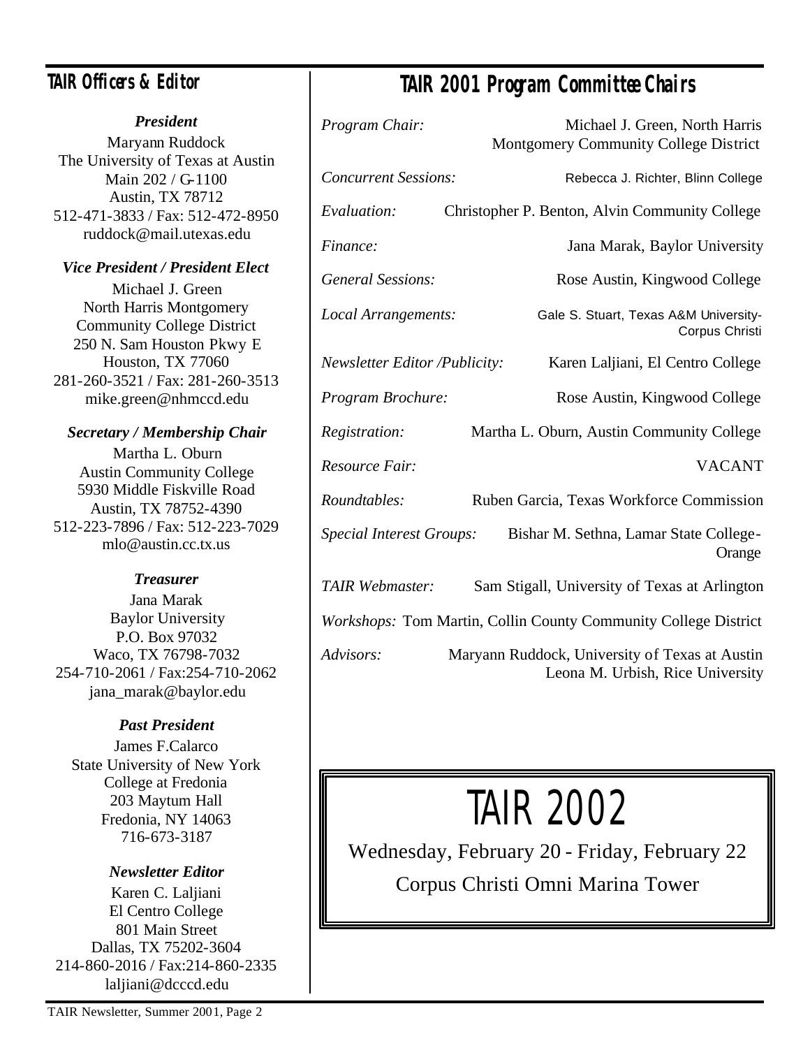## TAIR Officers & Editor

***President***

Maryann Ruddock
The University of Texas at Austin
Main 202 / G-1100
Austin, TX 78712
512-471-3833 / Fax: 512-472-8950
ruddock@mail.utexas.edu

***Vice President / President Elect***

Michael J. Green
North Harris Montgomery
Community College District
250 N. Sam Houston Pkwy E
Houston, TX 77060
281-260-3521 / Fax: 281-260-3513
mike.green@nhmccd.edu

***Secretary / Membership Chair***

Martha L. Oburn
Austin Community College
5930 Middle Fiskville Road
Austin, TX 78752-4390
512-223-7896 / Fax: 512-223-7029
mlo@austin.cc.tx.us

***Treasurer***

Jana Marak
Baylor University
P.O. Box 97032
Waco, TX 76798-7032
254-710-2061 / Fax:254-710-2062
jana_marak@baylor.edu

***Past President***

James F.Calarco
State University of New York
College at Fredonia
203 Maytum Hall
Fredonia, NY 14063
716-673-3187

***Newsletter Editor***

Karen C. Laljiani
El Centro College
801 Main Street
Dallas, TX 75202-3604
214-860-2016 / Fax:214-860-2335
laljiani@dcccd.edu

## TAIR 2001 Program Committee Chairs

*Program Chair:* Michael J. Green, North Harris Montgomery Community College District

*Concurrent Sessions:* Rebecca J. Richter, Blinn College

*Evaluation:* Christopher P. Benton, Alvin Community College

*Finance:* Jana Marak, Baylor University

*General Sessions:* Rose Austin, Kingwood College

*Local Arrangements:* Gale S. Stuart, Texas A&M University-Corpus Christi

*Newsletter Editor /Publicity:* Karen Laljiani, El Centro College

*Program Brochure:* Rose Austin, Kingwood College

*Registration:* Martha L. Oburn, Austin Community College

*Resource Fair:* VACANT

*Roundtables:* Ruben Garcia, Texas Workforce Commission

*Special Interest Groups:* Bishar M. Sethna, Lamar State College-Orange

*TAIR Webmaster:* Sam Stigall, University of Texas at Arlington

*Workshops:* Tom Martin, Collin County Community College District

*Advisors:* Maryann Ruddock, University of Texas at Austin
Leona M. Urbish, Rice University

# TAIR 2002

Wednesday, February 20 - Friday, February 22

Corpus Christi Omni Marina Tower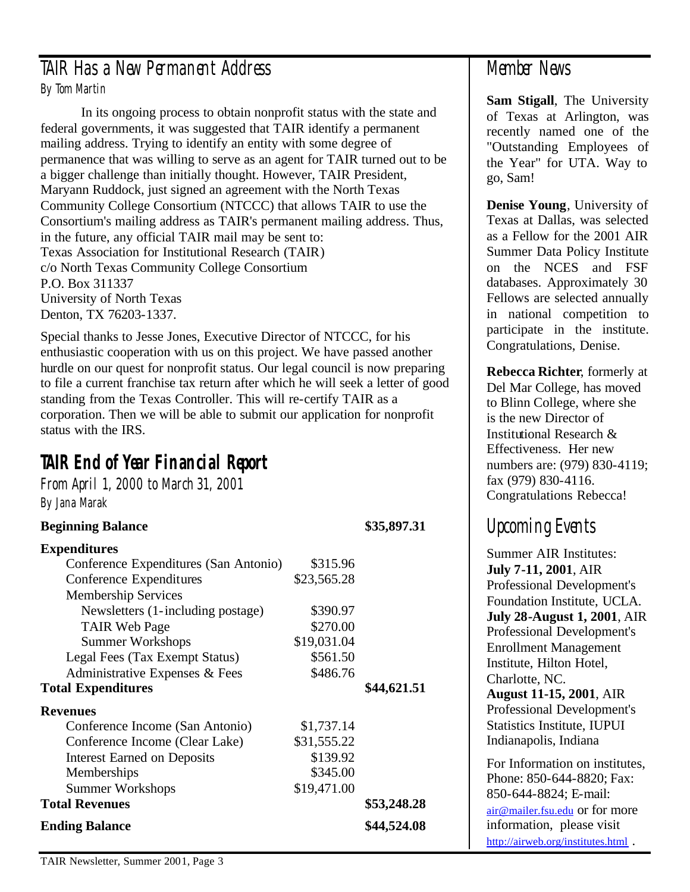## TAIR Has a New Permanent Address

*By Tom Martin*

In its ongoing process to obtain nonprofit status with the state and federal governments, it was suggested that TAIR identify a permanent mailing address. Trying to identify an entity with some degree of permanence that was willing to serve as an agent for TAIR turned out to be a bigger challenge than initially thought. However, TAIR President, Maryann Ruddock, just signed an agreement with the North Texas Community College Consortium (NTCCC) that allows TAIR to use the Consortium's mailing address as TAIR's permanent mailing address. Thus, in the future, any official TAIR mail may be sent to:

Texas Association for Institutional Research (TAIR)
c/o North Texas Community College Consortium
P.O. Box 311337
University of North Texas
Denton, TX 76203-1337.

Special thanks to Jesse Jones, Executive Director of NTCCC, for his enthusiastic cooperation with us on this project. We have passed another hurdle on our quest for nonprofit status. Our legal council is now preparing to file a current franchise tax return after which he will seek a letter of good standing from the Texas Controller. This will re-certify TAIR as a corporation. Then we will be able to submit our application for nonprofit status with the IRS.

## TAIR End of Year Financial Report

*From April 1, 2000 to March 31, 2001*

*By Jana Marak*

| | | |
|---|---|---|
| **Beginning Balance** | | **$35,897.31** |
| **Expenditures** | | |
| Conference Expenditures (San Antonio) | $315.96 | |
| Conference Expenditures | $23,565.28 | |
| Membership Services | | |
| Newsletters (1-including postage) | $390.97 | |
| TAIR Web Page | $270.00 | |
| Summer Workshops | $19,031.04 | |
| Legal Fees (Tax Exempt Status) | $561.50 | |
| Administrative Expenses & Fees | $486.76 | |
| **Total Expenditures** | | **$44,621.51** |
| **Revenues** | | |
| Conference Income (San Antonio) | $1,737.14 | |
| Conference Income (Clear Lake) | $31,555.22 | |
| Interest Earned on Deposits | $139.92 | |
| Memberships | $345.00 | |
| Summer Workshops | $19,471.00 | |
| **Total Revenues** | | **$53,248.28** |
| **Ending Balance** | | **$44,524.08** |

## Member News

**Sam Stigall**, The University of Texas at Arlington, was recently named one of the "Outstanding Employees of the Year" for UTA. Way to go, Sam!

**Denise Young**, University of Texas at Dallas, was selected as a Fellow for the 2001 AIR Summer Data Policy Institute on the NCES and FSF databases. Approximately 30 Fellows are selected annually in national competition to participate in the institute. Congratulations, Denise.

**Rebecca Richter**, formerly at Del Mar College, has moved to Blinn College, where she is the new Director of Institutional Research & Effectiveness. Her new numbers are: (979) 830-4119; fax (979) 830-4116. Congratulations Rebecca!

## Upcoming Events

Summer AIR Institutes:

**July 7-11, 2001**, AIR Professional Development's Foundation Institute, UCLA.

**July 28-August 1, 2001**, AIR Professional Development's Enrollment Management Institute, Hilton Hotel, Charlotte, NC.

**August 11-15, 2001**, AIR Professional Development's Statistics Institute, IUPUI Indianapolis, Indiana

For Information on institutes, Phone: 850-644-8820; Fax: 850-644-8824; E-mail: air@mailer.fsu.edu or for more information, please visit http://airweb.org/institutes.html .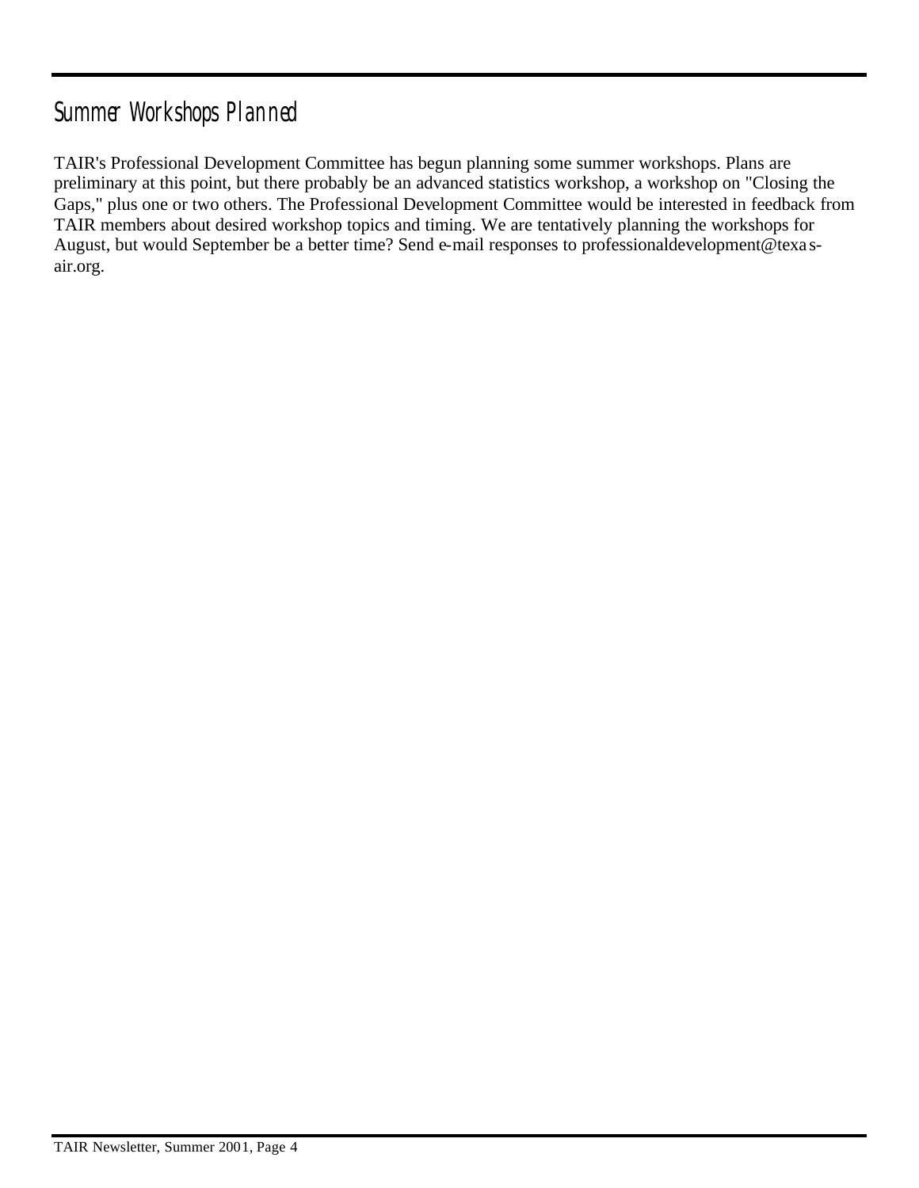## Summer Workshops Planned

TAIR's Professional Development Committee has begun planning some summer workshops. Plans are preliminary at this point, but there probably be an advanced statistics workshop, a workshop on "Closing the Gaps," plus one or two others. The Professional Development Committee would be interested in feedback from TAIR members about desired workshop topics and timing. We are tentatively planning the workshops for August, but would September be a better time? Send e-mail responses to professionaldevelopment@texas-air.org.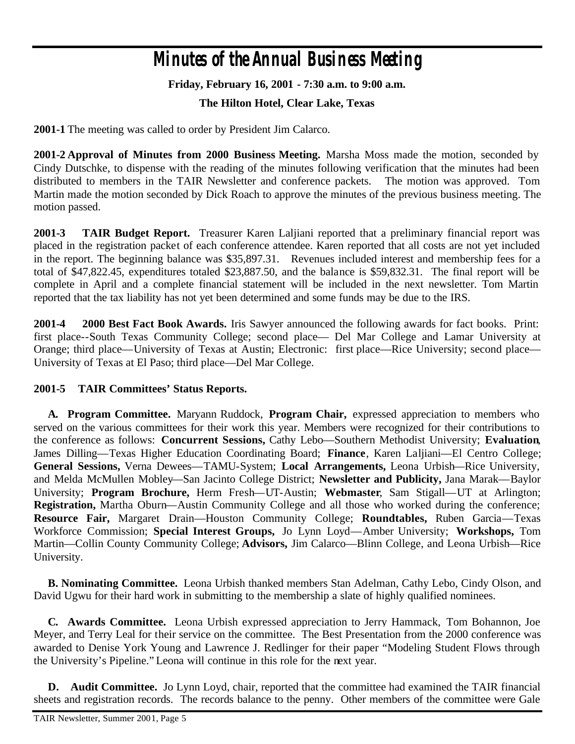# *Minutes of the Annual Business Meeting*

**Friday, February 16, 2001 - 7:30 a.m. to 9:00 a.m.**

**The Hilton Hotel, Clear Lake, Texas**

**2001-1** The meeting was called to order by President Jim Calarco.

**2001-2 Approval of Minutes from 2000 Business Meeting.** Marsha Moss made the motion, seconded by Cindy Dutschke, to dispense with the reading of the minutes following verification that the minutes had been distributed to members in the TAIR Newsletter and conference packets. The motion was approved. Tom Martin made the motion seconded by Dick Roach to approve the minutes of the previous business meeting. The motion passed.

**2001-3 TAIR Budget Report.** Treasurer Karen Laljiani reported that a preliminary financial report was placed in the registration packet of each conference attendee. Karen reported that all costs are not yet included in the report. The beginning balance was $35,897.31. Revenues included interest and membership fees for a total of $47,822.45, expenditures totaled $23,887.50, and the balance is $59,832.31. The final report will be complete in April and a complete financial statement will be included in the next newsletter. Tom Martin reported that the tax liability has not yet been determined and some funds may be due to the IRS.

**2001-4 2000 Best Fact Book Awards.** Iris Sawyer announced the following awards for fact books. Print: first place--South Texas Community College; second place— Del Mar College and Lamar University at Orange; third place—University of Texas at Austin; Electronic: first place—Rice University; second place—University of Texas at El Paso; third place—Del Mar College.

**2001-5 TAIR Committees' Status Reports.**

**A. Program Committee.** Maryann Ruddock, **Program Chair,** expressed appreciation to members who served on the various committees for their work this year. Members were recognized for their contributions to the conference as follows: **Concurrent Sessions,** Cathy Lebo—Southern Methodist University; **Evaluation**, James Dilling—Texas Higher Education Coordinating Board; **Finance**, Karen Laljiani—El Centro College; **General Sessions,** Verna Dewees—TAMU-System; **Local Arrangements,** Leona Urbish—Rice University, and Melda McMullen Mobley—San Jacinto College District; **Newsletter and Publicity,** Jana Marak—Baylor University; **Program Brochure,** Herm Fresh—UT-Austin; **Webmaster**, Sam Stigall—UT at Arlington; **Registration,** Martha Oburn—Austin Community College and all those who worked during the conference; **Resource Fair,** Margaret Drain—Houston Community College; **Roundtables,** Ruben Garcia—Texas Workforce Commission; **Special Interest Groups,** Jo Lynn Loyd—Amber University; **Workshops,** Tom Martin—Collin County Community College; **Advisors,** Jim Calarco—Blinn College, and Leona Urbish—Rice University.

**B. Nominating Committee.** Leona Urbish thanked members Stan Adelman, Cathy Lebo, Cindy Olson, and David Ugwu for their hard work in submitting to the membership a slate of highly qualified nominees.

**C. Awards Committee.** Leona Urbish expressed appreciation to Jerry Hammack, Tom Bohannon, Joe Meyer, and Terry Leal for their service on the committee. The Best Presentation from the 2000 conference was awarded to Denise York Young and Lawrence J. Redlinger for their paper "Modeling Student Flows through the University's Pipeline." Leona will continue in this role for the next year.

**D. Audit Committee.** Jo Lynn Loyd, chair, reported that the committee had examined the TAIR financial sheets and registration records. The records balance to the penny. Other members of the committee were Gale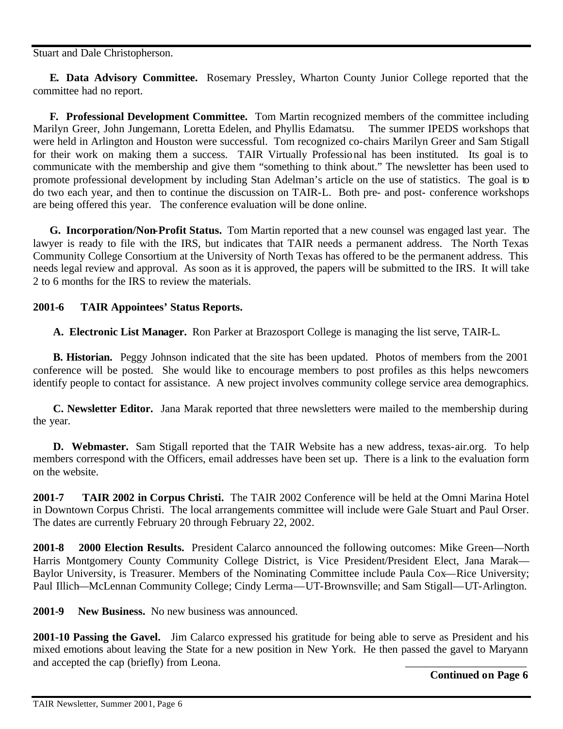Stuart and Dale Christopherson.

**E. Data Advisory Committee.** Rosemary Pressley, Wharton County Junior College reported that the committee had no report.

**F. Professional Development Committee.** Tom Martin recognized members of the committee including Marilyn Greer, John Jungemann, Loretta Edelen, and Phyllis Edamatsu. The summer IPEDS workshops that were held in Arlington and Houston were successful. Tom recognized co-chairs Marilyn Greer and Sam Stigall for their work on making them a success. TAIR Virtually Professional has been instituted. Its goal is to communicate with the membership and give them "something to think about." The newsletter has been used to promote professional development by including Stan Adelman's article on the use of statistics. The goal is to do two each year, and then to continue the discussion on TAIR-L. Both pre- and post- conference workshops are being offered this year. The conference evaluation will be done online.

**G. Incorporation/Non-Profit Status.** Tom Martin reported that a new counsel was engaged last year. The lawyer is ready to file with the IRS, but indicates that TAIR needs a permanent address. The North Texas Community College Consortium at the University of North Texas has offered to be the permanent address. This needs legal review and approval. As soon as it is approved, the papers will be submitted to the IRS. It will take 2 to 6 months for the IRS to review the materials.

**2001-6 TAIR Appointees' Status Reports.**

**A. Electronic List Manager.** Ron Parker at Brazosport College is managing the list serve, TAIR-L.

**B. Historian.** Peggy Johnson indicated that the site has been updated. Photos of members from the 2001 conference will be posted. She would like to encourage members to post profiles as this helps newcomers identify people to contact for assistance. A new project involves community college service area demographics.

**C. Newsletter Editor.** Jana Marak reported that three newsletters were mailed to the membership during the year.

**D. Webmaster.** Sam Stigall reported that the TAIR Website has a new address, texas-air.org. To help members correspond with the Officers, email addresses have been set up. There is a link to the evaluation form on the website.

**2001-7 TAIR 2002 in Corpus Christi.** The TAIR 2002 Conference will be held at the Omni Marina Hotel in Downtown Corpus Christi. The local arrangements committee will include were Gale Stuart and Paul Orser. The dates are currently February 20 through February 22, 2002.

**2001-8 2000 Election Results.** President Calarco announced the following outcomes: Mike Green—North Harris Montgomery County Community College District, is Vice President/President Elect, Jana Marak—Baylor University, is Treasurer. Members of the Nominating Committee include Paula Cox—Rice University; Paul Illich—McLennan Community College; Cindy Lerma—UT-Brownsville; and Sam Stigall—UT-Arlington.

**2001-9 New Business.** No new business was announced.

**2001-10 Passing the Gavel.** Jim Calarco expressed his gratitude for being able to serve as President and his mixed emotions about leaving the State for a new position in New York. He then passed the gavel to Maryann and accepted the cap (briefly) from Leona.

**Continued on Page 6**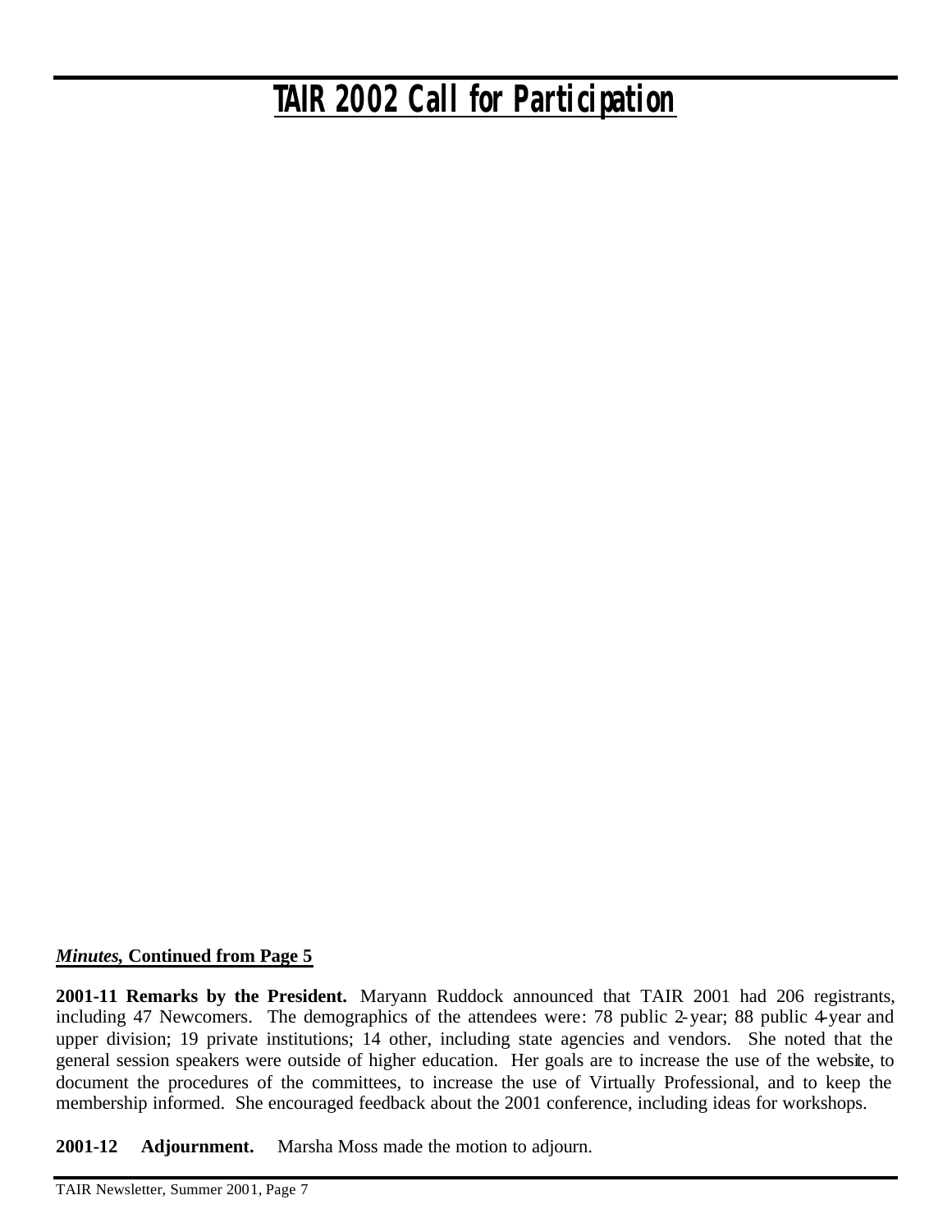# TAIR 2002 Call for Participation

***Minutes*, Continued from Page 5**

**2001-11 Remarks by the President.** Maryann Ruddock announced that TAIR 2001 had 206 registrants, including 47 Newcomers. The demographics of the attendees were: 78 public 2-year; 88 public 4-year and upper division; 19 private institutions; 14 other, including state agencies and vendors. She noted that the general session speakers were outside of higher education. Her goals are to increase the use of the website, to document the procedures of the committees, to increase the use of Virtually Professional, and to keep the membership informed. She encouraged feedback about the 2001 conference, including ideas for workshops.

**2001-12 Adjournment.** Marsha Moss made the motion to adjourn.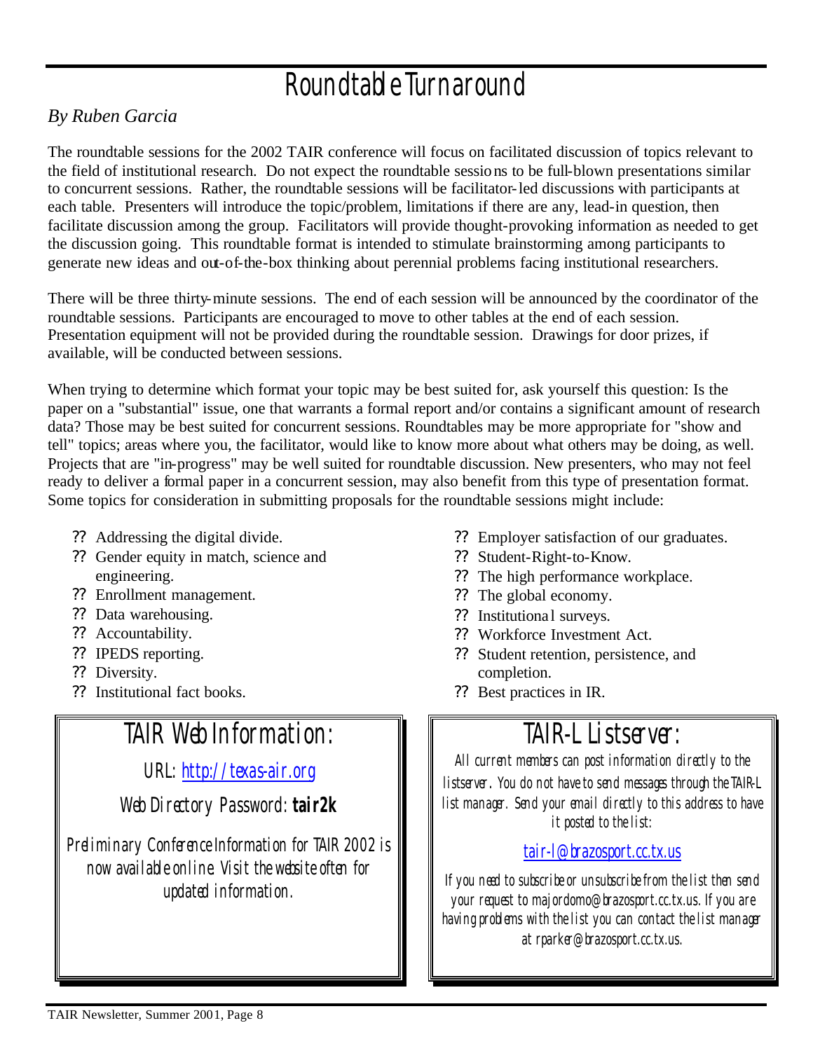# Roundtable Turnaround

*By Ruben Garcia*

The roundtable sessions for the 2002 TAIR conference will focus on facilitated discussion of topics relevant to the field of institutional research. Do not expect the roundtable sessions to be full-blown presentations similar to concurrent sessions. Rather, the roundtable sessions will be facilitator-led discussions with participants at each table. Presenters will introduce the topic/problem, limitations if there are any, lead-in question, then facilitate discussion among the group. Facilitators will provide thought-provoking information as needed to get the discussion going. This roundtable format is intended to stimulate brainstorming among participants to generate new ideas and out-of-the-box thinking about perennial problems facing institutional researchers.

There will be three thirty-minute sessions. The end of each session will be announced by the coordinator of the roundtable sessions. Participants are encouraged to move to other tables at the end of each session. Presentation equipment will not be provided during the roundtable session. Drawings for door prizes, if available, will be conducted between sessions.

When trying to determine which format your topic may be best suited for, ask yourself this question: Is the paper on a "substantial" issue, one that warrants a formal report and/or contains a significant amount of research data? Those may be best suited for concurrent sessions. Roundtables may be more appropriate for "show and tell" topics; areas where you, the facilitator, would like to know more about what others may be doing, as well. Projects that are "in-progress" may be well suited for roundtable discussion. New presenters, who may not feel ready to deliver a formal paper in a concurrent session, may also benefit from this type of presentation format. Some topics for consideration in submitting proposals for the roundtable sessions might include:

- Addressing the digital divide.
- Gender equity in match, science and engineering.
- Enrollment management.
- Data warehousing.
- Accountability.
- IPEDS reporting.
- Diversity.
- Institutional fact books.
- Employer satisfaction of our graduates.
- Student-Right-to-Know.
- The high performance workplace.
- The global economy.
- Institutional surveys.
- Workforce Investment Act.
- Student retention, persistence, and completion.
- Best practices in IR.

## TAIR Web Information:

URL: http://texas-air.org

Web Directory Password: **tair2k**

*Preliminary Conference Information for TAIR 2002 is now available online. Visit the website often for updated information.*

## TAIR-L Listserver:

*All current members can post information directly to the listserver. You do not have to send messages through the TAIR-L list manager. Send your email directly to this address to have it posted to the list:*

tair-l@brazosport.cc.tx.us

*If you need to subscribe or unsubscribe from the list then send your request to majordomo@brazosport.cc.tx.us. If you are having problems with the list you can contact the list manager at rparker@brazosport.cc.tx.us.*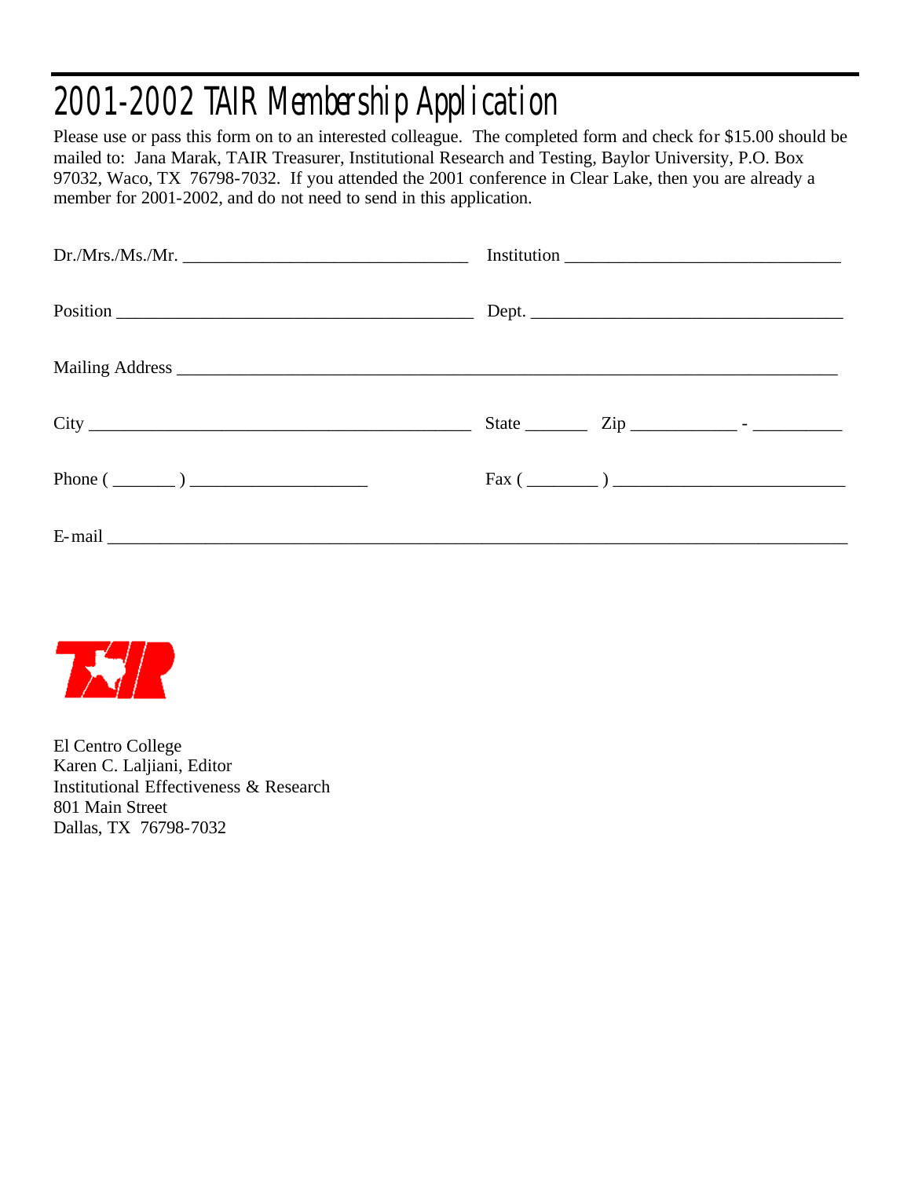# 2001-2002 TAIR Membership Application

Please use or pass this form on to an interested colleague. The completed form and check for $15.00 should be mailed to: Jana Marak, TAIR Treasurer, Institutional Research and Testing, Baylor University, P.O. Box 97032, Waco, TX 76798-7032. If you attended the 2001 conference in Clear Lake, then you are already a member for 2001-2002, and do not need to send in this application.

Dr./Mrs./Ms./Mr. ________________________________ Institution ______________________________

Position ________________________________________ Dept. __________________________________

Mailing Address ___________________________________________________________________________

City ____________________________________________ State _______ Zip ___________ - __________

Phone ( _______ ) ____________________ Fax ( ________ ) _________________________

E-mail ___________________________________________________________________________________

TAIR

El Centro College
Karen C. Laljiani, Editor
Institutional Effectiveness & Research
801 Main Street
Dallas, TX 76798-7032